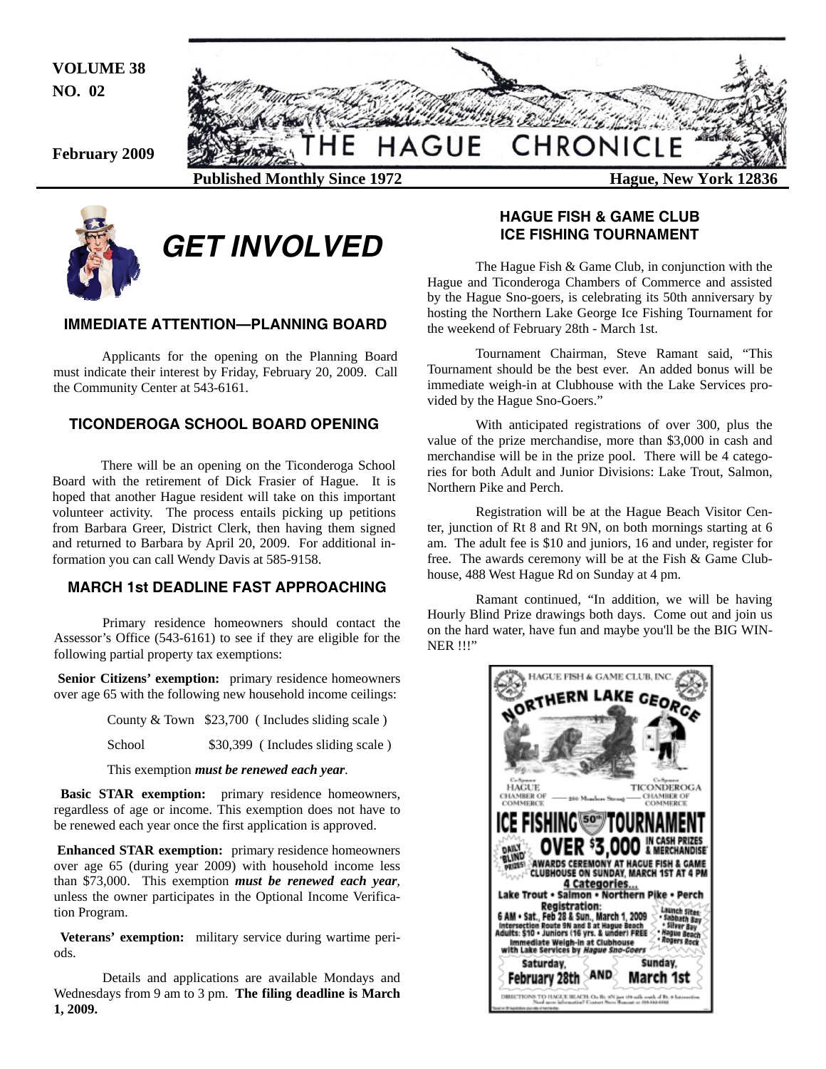**VOLUME 38**
**NO. 02**

**February 2009**

# THE HAGUE CHRONICLE

**Published Monthly Since 1972** **Hague, New York 12836**

## GET INVOLVED

### IMMEDIATE ATTENTION—PLANNING BOARD

Applicants for the opening on the Planning Board must indicate their interest by Friday, February 20, 2009. Call the Community Center at 543-6161.

### TICONDEROGA SCHOOL BOARD OPENING

There will be an opening on the Ticonderoga School Board with the retirement of Dick Frasier of Hague. It is hoped that another Hague resident will take on this important volunteer activity. The process entails picking up petitions from Barbara Greer, District Clerk, then having them signed and returned to Barbara by April 20, 2009. For additional information you can call Wendy Davis at 585-9158.

### MARCH 1st DEADLINE FAST APPROACHING

Primary residence homeowners should contact the Assessor's Office (543-6161) to see if they are eligible for the following partial property tax exemptions:

**Senior Citizens' exemption:** primary residence homeowners over age 65 with the following new household income ceilings:

County & Town $23,700 ( Includes sliding scale )

School $30,399 ( Includes sliding scale )

This exemption ***must be renewed each year***.

**Basic STAR exemption:** primary residence homeowners, regardless of age or income. This exemption does not have to be renewed each year once the first application is approved.

**Enhanced STAR exemption:** primary residence homeowners over age 65 (during year 2009) with household income less than $73,000. This exemption ***must be renewed each year***, unless the owner participates in the Optional Income Verification Program.

**Veterans' exemption:** military service during wartime periods.

Details and applications are available Mondays and Wednesdays from 9 am to 3 pm. **The filing deadline is March 1, 2009.**

### HAGUE FISH & GAME CLUB ICE FISHING TOURNAMENT

The Hague Fish & Game Club, in conjunction with the Hague and Ticonderoga Chambers of Commerce and assisted by the Hague Sno-goers, is celebrating its 50th anniversary by hosting the Northern Lake George Ice Fishing Tournament for the weekend of February 28th - March 1st.

Tournament Chairman, Steve Ramant said, "This Tournament should be the best ever. An added bonus will be immediate weigh-in at Clubhouse with the Lake Services provided by the Hague Sno-Goers."

With anticipated registrations of over 300, plus the value of the prize merchandise, more than $3,000 in cash and merchandise will be in the prize pool. There will be 4 categories for both Adult and Junior Divisions: Lake Trout, Salmon, Northern Pike and Perch.

Registration will be at the Hague Beach Visitor Center, junction of Rt 8 and Rt 9N, on both mornings starting at 6 am. The adult fee is $10 and juniors, 16 and under, register for free. The awards ceremony will be at the Fish & Game Clubhouse, 488 West Hague Rd on Sunday at 4 pm.

Ramant continued, "In addition, we will be having Hourly Blind Prize drawings both days. Come out and join us on the hard water, have fun and maybe you'll be the BIG WINNER !!!"

HAGUE FISH & GAME CLUB, INC.
NORTHERN LAKE GEORGE

Co-Sponsor HAGUE CHAMBER OF COMMERCE — 260 Members Strong — Co-Sponsor TICONDEROGA CHAMBER OF COMMERCE

ICE FISHING 50th TOURNAMENT

DAILY 'BLIND' PRIZES! OVER $3,000 IN CASH PRIZES & MERCHANDISE

AWARDS CEREMONY AT HAGUE FISH & GAME CLUBHOUSE ON SUNDAY, MARCH 1ST AT 4 PM

4 Categories...
Lake Trout • Salmon • Northern Pike • Perch

Registration:
6 AM • Sat., Feb 28 & Sun., March 1, 2009
Intersection Route 9N and 8 at Hague Beach
Adults: $10 • Juniors (16 yrs. & under) FREE
Immediate Weigh-in at Clubhouse with Lake Services by *Hague Sno-Goers*

Launch Sites: • Sabbath Day • Silver Bay • Hague Beach • Rogers Rock

Saturday, February 28th AND Sunday, March 1st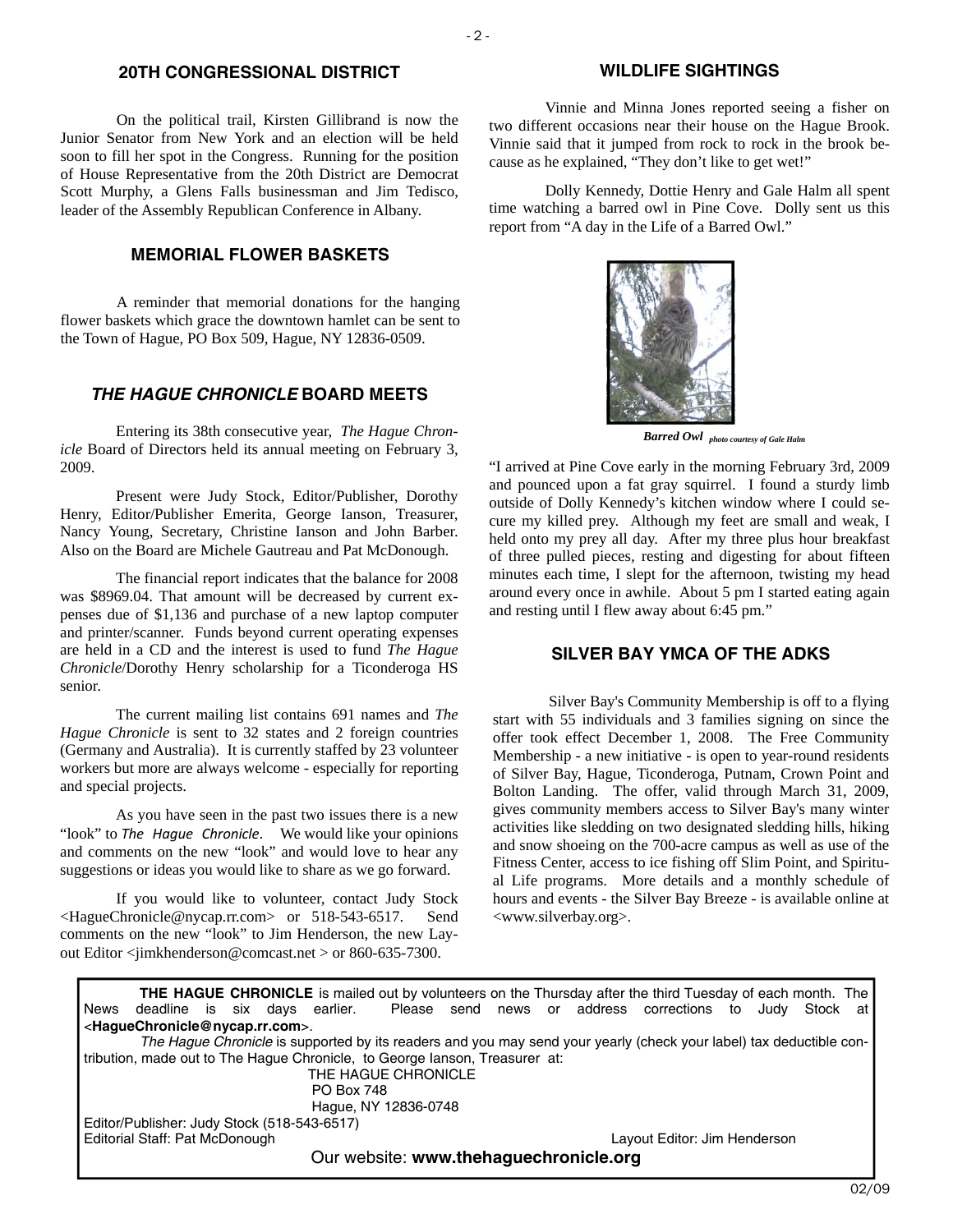## 20TH CONGRESSIONAL DISTRICT

On the political trail, Kirsten Gillibrand is now the Junior Senator from New York and an election will be held soon to fill her spot in the Congress. Running for the position of House Representative from the 20th District are Democrat Scott Murphy, a Glens Falls businessman and Jim Tedisco, leader of the Assembly Republican Conference in Albany.

## MEMORIAL FLOWER BASKETS

A reminder that memorial donations for the hanging flower baskets which grace the downtown hamlet can be sent to the Town of Hague, PO Box 509, Hague, NY 12836-0509.

## *THE HAGUE CHRONICLE* BOARD MEETS

Entering its 38th consecutive year, *The Hague Chronicle* Board of Directors held its annual meeting on February 3, 2009.

Present were Judy Stock, Editor/Publisher, Dorothy Henry, Editor/Publisher Emerita, George Ianson, Treasurer, Nancy Young, Secretary, Christine Ianson and John Barber. Also on the Board are Michele Gautreau and Pat McDonough.

The financial report indicates that the balance for 2008 was $8969.04. That amount will be decreased by current expenses due of $1,136 and purchase of a new laptop computer and printer/scanner. Funds beyond current operating expenses are held in a CD and the interest is used to fund *The Hague Chronicle*/Dorothy Henry scholarship for a Ticonderoga HS senior.

The current mailing list contains 691 names and *The Hague Chronicle* is sent to 32 states and 2 foreign countries (Germany and Australia). It is currently staffed by 23 volunteer workers but more are always welcome - especially for reporting and special projects.

As you have seen in the past two issues there is a new "look" to *The Hague Chronicle*. We would like your opinions and comments on the new "look" and would love to hear any suggestions or ideas you would like to share as we go forward.

If you would like to volunteer, contact Judy Stock <HagueChronicle@nycap.rr.com> or 518-543-6517. Send comments on the new "look" to Jim Henderson, the new Layout Editor <jimkhenderson@comcast.net > or 860-635-7300.

## WILDLIFE SIGHTINGS

Vinnie and Minna Jones reported seeing a fisher on two different occasions near their house on the Hague Brook. Vinnie said that it jumped from rock to rock in the brook because as he explained, "They don't like to get wet!"

Dolly Kennedy, Dottie Henry and Gale Halm all spent time watching a barred owl in Pine Cove. Dolly sent us this report from "A day in the Life of a Barred Owl."

***Barred Owl*** *photo courtesy of Gale Halm*

"I arrived at Pine Cove early in the morning February 3rd, 2009 and pounced upon a fat gray squirrel. I found a sturdy limb outside of Dolly Kennedy's kitchen window where I could secure my killed prey. Although my feet are small and weak, I held onto my prey all day. After my three plus hour breakfast of three pulled pieces, resting and digesting for about fifteen minutes each time, I slept for the afternoon, twisting my head around every once in awhile. About 5 pm I started eating again and resting until I flew away about 6:45 pm."

## SILVER BAY YMCA OF THE ADKS

Silver Bay's Community Membership is off to a flying start with 55 individuals and 3 families signing on since the offer took effect December 1, 2008. The Free Community Membership - a new initiative - is open to year-round residents of Silver Bay, Hague, Ticonderoga, Putnam, Crown Point and Bolton Landing. The offer, valid through March 31, 2009, gives community members access to Silver Bay's many winter activities like sledding on two designated sledding hills, hiking and snow shoeing on the 700-acre campus as well as use of the Fitness Center, access to ice fishing off Slim Point, and Spiritual Life programs. More details and a monthly schedule of hours and events - the Silver Bay Breeze - is available online at <www.silverbay.org>.

---

**THE HAGUE CHRONICLE** is mailed out by volunteers on the Thursday after the third Tuesday of each month. The News deadline is six days earlier. Please send news or address corrections to Judy Stock at <**HagueChronicle@nycap.rr.com**>.

*The Hague Chronicle* is supported by its readers and you may send your yearly (check your label) tax deductible contribution, made out to The Hague Chronicle, to George Ianson, Treasurer at:

THE HAGUE CHRONICLE
PO Box 748
Hague, NY 12836-0748

Editor/Publisher: Judy Stock (518-543-6517)
Editorial Staff: Pat McDonough
Layout Editor: Jim Henderson

Our website: **www.thehaguechronicle.org**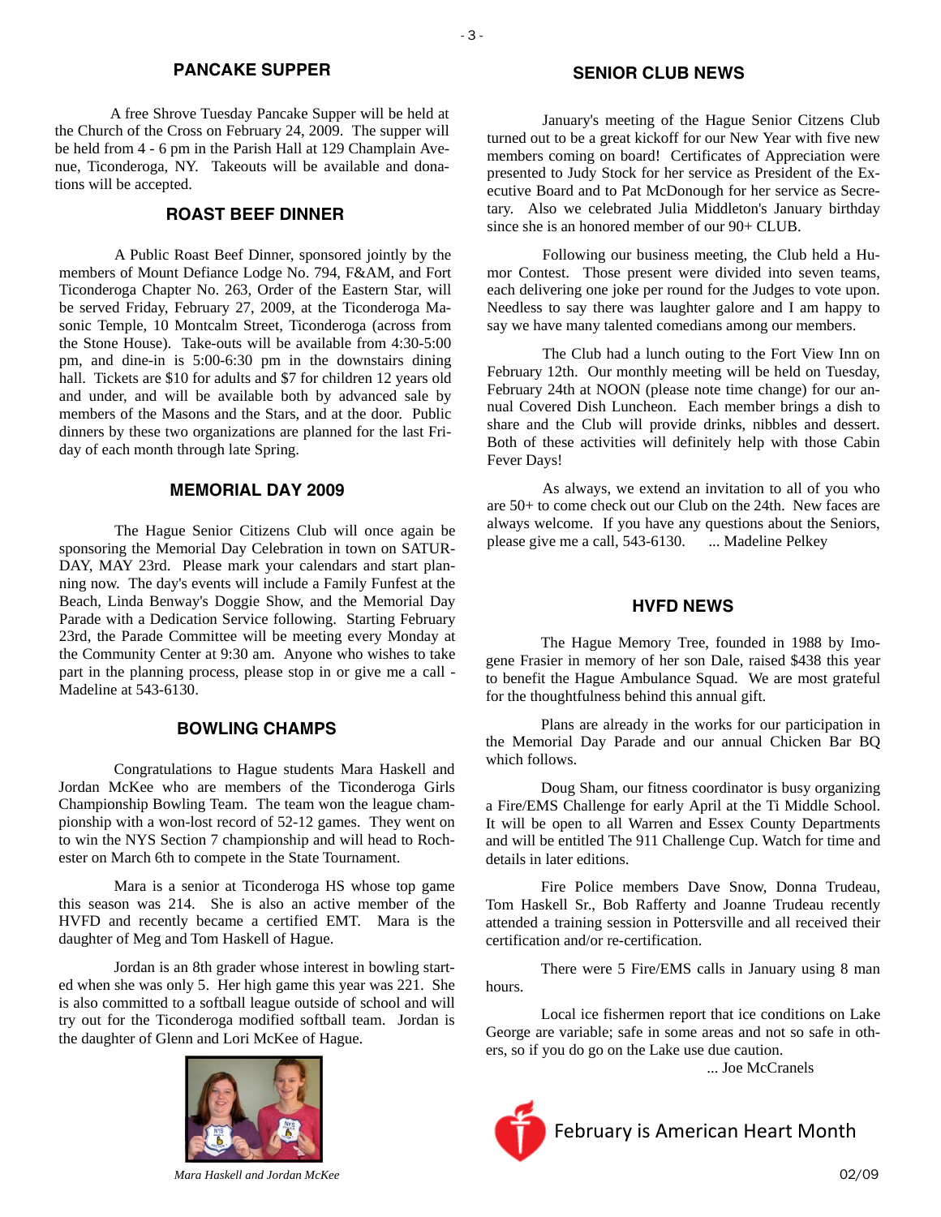## PANCAKE SUPPER

A free Shrove Tuesday Pancake Supper will be held at the Church of the Cross on February 24, 2009. The supper will be held from 4 - 6 pm in the Parish Hall at 129 Champlain Avenue, Ticonderoga, NY. Takeouts will be available and donations will be accepted.

## ROAST BEEF DINNER

A Public Roast Beef Dinner, sponsored jointly by the members of Mount Defiance Lodge No. 794, F&AM, and Fort Ticonderoga Chapter No. 263, Order of the Eastern Star, will be served Friday, February 27, 2009, at the Ticonderoga Masonic Temple, 10 Montcalm Street, Ticonderoga (across from the Stone House). Take-outs will be available from 4:30-5:00 pm, and dine-in is 5:00-6:30 pm in the downstairs dining hall. Tickets are $10 for adults and $7 for children 12 years old and under, and will be available both by advanced sale by members of the Masons and the Stars, and at the door. Public dinners by these two organizations are planned for the last Friday of each month through late Spring.

## MEMORIAL DAY 2009

The Hague Senior Citizens Club will once again be sponsoring the Memorial Day Celebration in town on SATURDAY, MAY 23rd. Please mark your calendars and start planning now. The day's events will include a Family Funfest at the Beach, Linda Benway's Doggie Show, and the Memorial Day Parade with a Dedication Service following. Starting February 23rd, the Parade Committee will be meeting every Monday at the Community Center at 9:30 am. Anyone who wishes to take part in the planning process, please stop in or give me a call - Madeline at 543-6130.

## BOWLING CHAMPS

Congratulations to Hague students Mara Haskell and Jordan McKee who are members of the Ticonderoga Girls Championship Bowling Team. The team won the league championship with a won-lost record of 52-12 games. They went on to win the NYS Section 7 championship and will head to Rochester on March 6th to compete in the State Tournament.

Mara is a senior at Ticonderoga HS whose top game this season was 214. She is also an active member of the HVFD and recently became a certified EMT. Mara is the daughter of Meg and Tom Haskell of Hague.

Jordan is an 8th grader whose interest in bowling started when she was only 5. Her high game this year was 221. She is also committed to a softball league outside of school and will try out for the Ticonderoga modified softball team. Jordan is the daughter of Glenn and Lori McKee of Hague.

*Mara Haskell and Jordan McKee*

## SENIOR CLUB NEWS

January's meeting of the Hague Senior Citzens Club turned out to be a great kickoff for our New Year with five new members coming on board! Certificates of Appreciation were presented to Judy Stock for her service as President of the Executive Board and to Pat McDonough for her service as Secretary. Also we celebrated Julia Middleton's January birthday since she is an honored member of our 90+ CLUB.

Following our business meeting, the Club held a Humor Contest. Those present were divided into seven teams, each delivering one joke per round for the Judges to vote upon. Needless to say there was laughter galore and I am happy to say we have many talented comedians among our members.

The Club had a lunch outing to the Fort View Inn on February 12th. Our monthly meeting will be held on Tuesday, February 24th at NOON (please note time change) for our annual Covered Dish Luncheon. Each member brings a dish to share and the Club will provide drinks, nibbles and dessert. Both of these activities will definitely help with those Cabin Fever Days!

As always, we extend an invitation to all of you who are 50+ to come check out our Club on the 24th. New faces are always welcome. If you have any questions about the Seniors, please give me a call, 543-6130. ... Madeline Pelkey

## HVFD NEWS

The Hague Memory Tree, founded in 1988 by Imogene Frasier in memory of her son Dale, raised $438 this year to benefit the Hague Ambulance Squad. We are most grateful for the thoughtfulness behind this annual gift.

Plans are already in the works for our participation in the Memorial Day Parade and our annual Chicken Bar BQ which follows.

Doug Sham, our fitness coordinator is busy organizing a Fire/EMS Challenge for early April at the Ti Middle School. It will be open to all Warren and Essex County Departments and will be entitled The 911 Challenge Cup. Watch for time and details in later editions.

Fire Police members Dave Snow, Donna Trudeau, Tom Haskell Sr., Bob Rafferty and Joanne Trudeau recently attended a training session in Pottersville and all received their certification and/or re-certification.

There were 5 Fire/EMS calls in January using 8 man hours.

Local ice fishermen report that ice conditions on Lake George are variable; safe in some areas and not so safe in others, so if you do go on the Lake use due caution.

... Joe McCranels

February is American Heart Month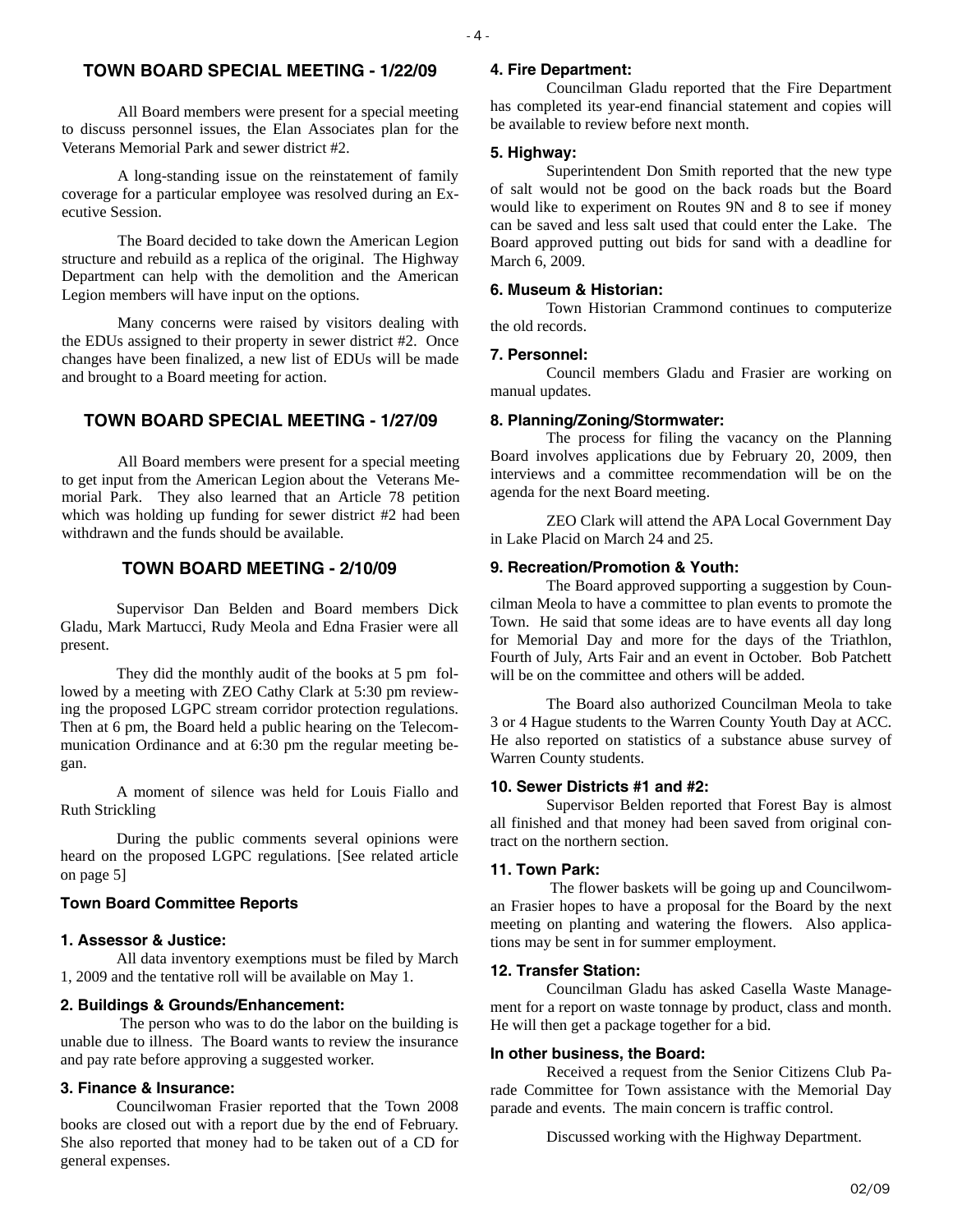## TOWN BOARD SPECIAL MEETING - 1/22/09

All Board members were present for a special meeting to discuss personnel issues, the Elan Associates plan for the Veterans Memorial Park and sewer district #2.

A long-standing issue on the reinstatement of family coverage for a particular employee was resolved during an Executive Session.

The Board decided to take down the American Legion structure and rebuild as a replica of the original. The Highway Department can help with the demolition and the American Legion members will have input on the options.

Many concerns were raised by visitors dealing with the EDUs assigned to their property in sewer district #2. Once changes have been finalized, a new list of EDUs will be made and brought to a Board meeting for action.

## TOWN BOARD SPECIAL MEETING - 1/27/09

All Board members were present for a special meeting to get input from the American Legion about the Veterans Memorial Park. They also learned that an Article 78 petition which was holding up funding for sewer district #2 had been withdrawn and the funds should be available.

## TOWN BOARD MEETING - 2/10/09

Supervisor Dan Belden and Board members Dick Gladu, Mark Martucci, Rudy Meola and Edna Frasier were all present.

They did the monthly audit of the books at 5 pm followed by a meeting with ZEO Cathy Clark at 5:30 pm reviewing the proposed LGPC stream corridor protection regulations. Then at 6 pm, the Board held a public hearing on the Telecommunication Ordinance and at 6:30 pm the regular meeting began.

A moment of silence was held for Louis Fiallo and Ruth Strickling

During the public comments several opinions were heard on the proposed LGPC regulations. [See related article on page 5]

### Town Board Committee Reports

#### 1. Assessor & Justice:

All data inventory exemptions must be filed by March 1, 2009 and the tentative roll will be available on May 1.

#### 2. Buildings & Grounds/Enhancement:

The person who was to do the labor on the building is unable due to illness. The Board wants to review the insurance and pay rate before approving a suggested worker.

#### 3. Finance & Insurance:

Councilwoman Frasier reported that the Town 2008 books are closed out with a report due by the end of February. She also reported that money had to be taken out of a CD for general expenses.

#### 4. Fire Department:

Councilman Gladu reported that the Fire Department has completed its year-end financial statement and copies will be available to review before next month.

#### 5. Highway:

Superintendent Don Smith reported that the new type of salt would not be good on the back roads but the Board would like to experiment on Routes 9N and 8 to see if money can be saved and less salt used that could enter the Lake. The Board approved putting out bids for sand with a deadline for March 6, 2009.

#### 6. Museum & Historian:

Town Historian Crammond continues to computerize the old records.

#### 7. Personnel:

Council members Gladu and Frasier are working on manual updates.

#### 8. Planning/Zoning/Stormwater:

The process for filing the vacancy on the Planning Board involves applications due by February 20, 2009, then interviews and a committee recommendation will be on the agenda for the next Board meeting.

ZEO Clark will attend the APA Local Government Day in Lake Placid on March 24 and 25.

#### 9. Recreation/Promotion & Youth:

The Board approved supporting a suggestion by Councilman Meola to have a committee to plan events to promote the Town. He said that some ideas are to have events all day long for Memorial Day and more for the days of the Triathlon, Fourth of July, Arts Fair and an event in October. Bob Patchett will be on the committee and others will be added.

The Board also authorized Councilman Meola to take 3 or 4 Hague students to the Warren County Youth Day at ACC. He also reported on statistics of a substance abuse survey of Warren County students.

#### 10. Sewer Districts #1 and #2:

Supervisor Belden reported that Forest Bay is almost all finished and that money had been saved from original contract on the northern section.

#### 11. Town Park:

The flower baskets will be going up and Councilwoman Frasier hopes to have a proposal for the Board by the next meeting on planting and watering the flowers. Also applications may be sent in for summer employment.

#### 12. Transfer Station:

Councilman Gladu has asked Casella Waste Management for a report on waste tonnage by product, class and month. He will then get a package together for a bid.

#### In other business, the Board:

Received a request from the Senior Citizens Club Parade Committee for Town assistance with the Memorial Day parade and events. The main concern is traffic control.

Discussed working with the Highway Department.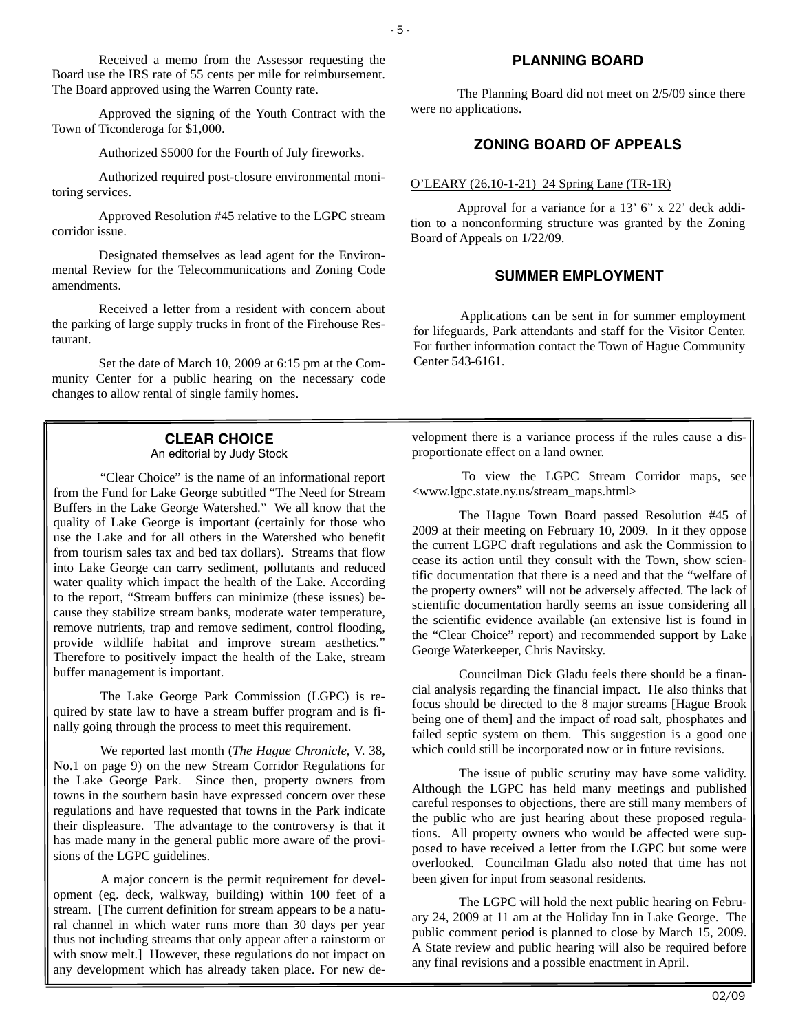Received a memo from the Assessor requesting the Board use the IRS rate of 55 cents per mile for reimbursement. The Board approved using the Warren County rate.

Approved the signing of the Youth Contract with the Town of Ticonderoga for $1,000.

Authorized $5000 for the Fourth of July fireworks.

Authorized required post-closure environmental monitoring services.

Approved Resolution #45 relative to the LGPC stream corridor issue.

Designated themselves as lead agent for the Environmental Review for the Telecommunications and Zoning Code amendments.

Received a letter from a resident with concern about the parking of large supply trucks in front of the Firehouse Restaurant.

Set the date of March 10, 2009 at 6:15 pm at the Community Center for a public hearing on the necessary code changes to allow rental of single family homes.

## PLANNING BOARD

The Planning Board did not meet on 2/5/09 since there were no applications.

## ZONING BOARD OF APPEALS

O'LEARY (26.10-1-21) 24 Spring Lane (TR-1R)

Approval for a variance for a 13' 6" x 22' deck addition to a nonconforming structure was granted by the Zoning Board of Appeals on 1/22/09.

## SUMMER EMPLOYMENT

Applications can be sent in for summer employment for lifeguards, Park attendants and staff for the Visitor Center. For further information contact the Town of Hague Community Center 543-6161.

## CLEAR CHOICE

An editorial by Judy Stock

"Clear Choice" is the name of an informational report from the Fund for Lake George subtitled "The Need for Stream Buffers in the Lake George Watershed." We all know that the quality of Lake George is important (certainly for those who use the Lake and for all others in the Watershed who benefit from tourism sales tax and bed tax dollars). Streams that flow into Lake George can carry sediment, pollutants and reduced water quality which impact the health of the Lake. According to the report, "Stream buffers can minimize (these issues) because they stabilize stream banks, moderate water temperature, remove nutrients, trap and remove sediment, control flooding, provide wildlife habitat and improve stream aesthetics." Therefore to positively impact the health of the Lake, stream buffer management is important.

The Lake George Park Commission (LGPC) is required by state law to have a stream buffer program and is finally going through the process to meet this requirement.

We reported last month (*The Hague Chronicle*, V. 38, No.1 on page 9) on the new Stream Corridor Regulations for the Lake George Park. Since then, property owners from towns in the southern basin have expressed concern over these regulations and have requested that towns in the Park indicate their displeasure. The advantage to the controversy is that it has made many in the general public more aware of the provisions of the LGPC guidelines.

A major concern is the permit requirement for development (eg. deck, walkway, building) within 100 feet of a stream. [The current definition for stream appears to be a natural channel in which water runs more than 30 days per year thus not including streams that only appear after a rainstorm or with snow melt.] However, these regulations do not impact on any development which has already taken place. For new development there is a variance process if the rules cause a disproportionate effect on a land owner.

To view the LGPC Stream Corridor maps, see <www.lgpc.state.ny.us/stream_maps.html>

The Hague Town Board passed Resolution #45 of 2009 at their meeting on February 10, 2009. In it they oppose the current LGPC draft regulations and ask the Commission to cease its action until they consult with the Town, show scientific documentation that there is a need and that the "welfare of the property owners" will not be adversely affected. The lack of scientific documentation hardly seems an issue considering all the scientific evidence available (an extensive list is found in the "Clear Choice" report) and recommended support by Lake George Waterkeeper, Chris Navitsky.

Councilman Dick Gladu feels there should be a financial analysis regarding the financial impact. He also thinks that focus should be directed to the 8 major streams [Hague Brook being one of them] and the impact of road salt, phosphates and failed septic system on them. This suggestion is a good one which could still be incorporated now or in future revisions.

The issue of public scrutiny may have some validity. Although the LGPC has held many meetings and published careful responses to objections, there are still many members of the public who are just hearing about these proposed regulations. All property owners who would be affected were supposed to have received a letter from the LGPC but some were overlooked. Councilman Gladu also noted that time has not been given for input from seasonal residents.

The LGPC will hold the next public hearing on February 24, 2009 at 11 am at the Holiday Inn in Lake George. The public comment period is planned to close by March 15, 2009. A State review and public hearing will also be required before any final revisions and a possible enactment in April.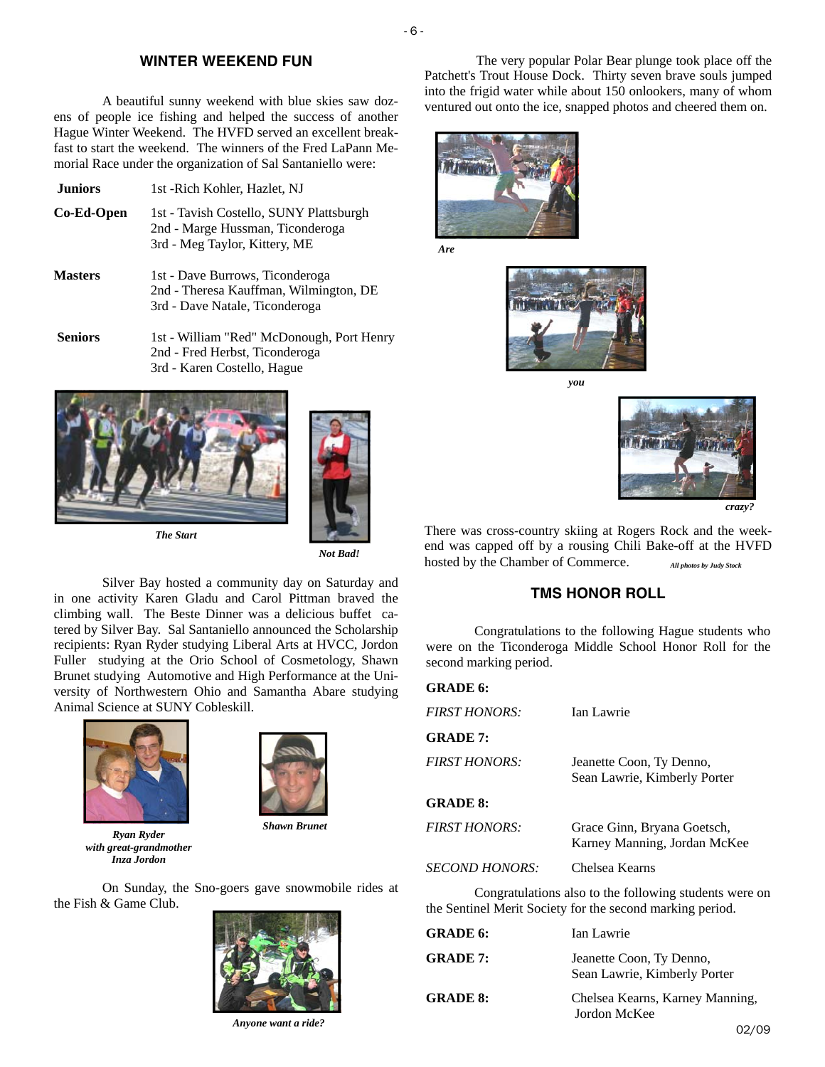## WINTER WEEKEND FUN

A beautiful sunny weekend with blue skies saw dozens of people ice fishing and helped the success of another Hague Winter Weekend. The HVFD served an excellent breakfast to start the weekend. The winners of the Fred LaPann Memorial Race under the organization of Sal Santaniello were:

**Juniors** 1st -Rich Kohler, Hazlet, NJ

**Co-Ed-Open** 1st - Tavish Costello, SUNY Plattsburgh
2nd - Marge Hussman, Ticonderoga
3rd - Meg Taylor, Kittery, ME

**Masters** 1st - Dave Burrows, Ticonderoga
2nd - Theresa Kauffman, Wilmington, DE
3rd - Dave Natale, Ticonderoga

**Seniors** 1st - William "Red" McDonough, Port Henry
2nd - Fred Herbst, Ticonderoga
3rd - Karen Costello, Hague

*The Start*

*Not Bad!*

Silver Bay hosted a community day on Saturday and in one activity Karen Gladu and Carol Pittman braved the climbing wall. The Beste Dinner was a delicious buffet catered by Silver Bay. Sal Santaniello announced the Scholarship recipients: Ryan Ryder studying Liberal Arts at HVCC, Jordon Fuller studying at the Orio School of Cosmetology, Shawn Brunet studying Automotive and High Performance at the University of Northwestern Ohio and Samantha Abare studying Animal Science at SUNY Cobleskill.

*Ryan Ryder with great-grandmother Inza Jordon*

*Shawn Brunet*

On Sunday, the Sno-goers gave snowmobile rides at the Fish & Game Club.

*Anyone want a ride?*

The very popular Polar Bear plunge took place off the Patchett's Trout House Dock. Thirty seven brave souls jumped into the frigid water while about 150 onlookers, many of whom ventured out onto the ice, snapped photos and cheered them on.

*Are*

*you*

*crazy?*

There was cross-country skiing at Rogers Rock and the weekend was capped off by a rousing Chili Bake-off at the HVFD hosted by the Chamber of Commerce.

*All photos by Judy Stock*

## TMS HONOR ROLL

Congratulations to the following Hague students who were on the Ticonderoga Middle School Honor Roll for the second marking period.

**GRADE 6:**

*FIRST HONORS:* Ian Lawrie

**GRADE 7:**

*FIRST HONORS:* Jeanette Coon, Ty Denno, Sean Lawrie, Kimberly Porter

**GRADE 8:**

*FIRST HONORS:* Grace Ginn, Bryana Goetsch, Karney Manning, Jordan McKee

*SECOND HONORS:* Chelsea Kearns

Congratulations also to the following students were on the Sentinel Merit Society for the second marking period.

**GRADE 6:** Ian Lawrie

**GRADE 7:** Jeanette Coon, Ty Denno, Sean Lawrie, Kimberly Porter

**GRADE 8:** Chelsea Kearns, Karney Manning, Jordon McKee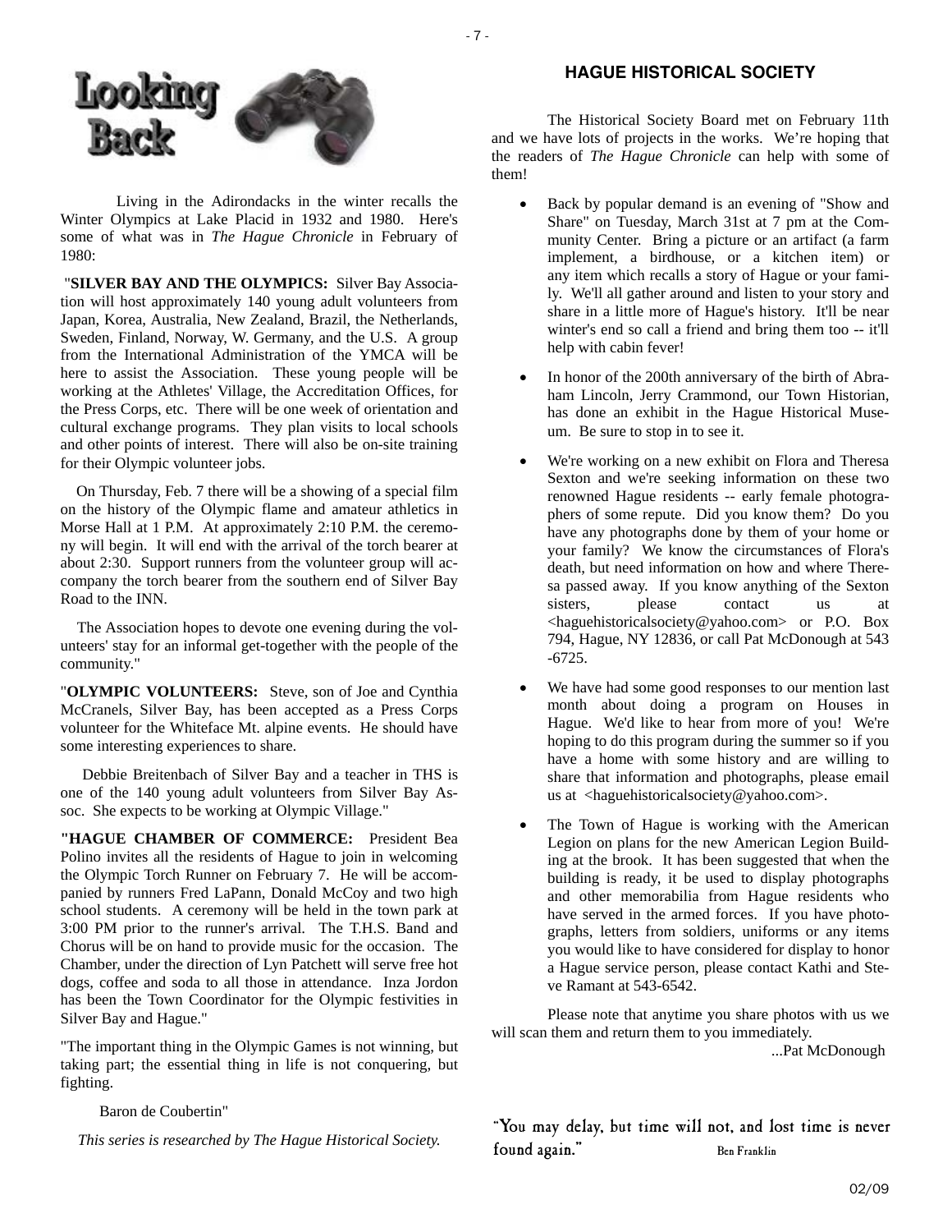# Looking Back

Living in the Adirondacks in the winter recalls the Winter Olympics at Lake Placid in 1932 and 1980. Here's some of what was in *The Hague Chronicle* in February of 1980:

"**SILVER BAY AND THE OLYMPICS:** Silver Bay Association will host approximately 140 young adult volunteers from Japan, Korea, Australia, New Zealand, Brazil, the Netherlands, Sweden, Finland, Norway, W. Germany, and the U.S. A group from the International Administration of the YMCA will be here to assist the Association. These young people will be working at the Athletes' Village, the Accreditation Offices, for the Press Corps, etc. There will be one week of orientation and cultural exchange programs. They plan visits to local schools and other points of interest. There will also be on-site training for their Olympic volunteer jobs.

On Thursday, Feb. 7 there will be a showing of a special film on the history of the Olympic flame and amateur athletics in Morse Hall at 1 P.M. At approximately 2:10 P.M. the ceremony will begin. It will end with the arrival of the torch bearer at about 2:30. Support runners from the volunteer group will accompany the torch bearer from the southern end of Silver Bay Road to the INN.

The Association hopes to devote one evening during the volunteers' stay for an informal get-together with the people of the community."

"**OLYMPIC VOLUNTEERS:** Steve, son of Joe and Cynthia McCranels, Silver Bay, has been accepted as a Press Corps volunteer for the Whiteface Mt. alpine events. He should have some interesting experiences to share.

Debbie Breitenbach of Silver Bay and a teacher in THS is one of the 140 young adult volunteers from Silver Bay Assoc. She expects to be working at Olympic Village."

**"HAGUE CHAMBER OF COMMERCE:** President Bea Polino invites all the residents of Hague to join in welcoming the Olympic Torch Runner on February 7. He will be accompanied by runners Fred LaPann, Donald McCoy and two high school students. A ceremony will be held in the town park at 3:00 PM prior to the runner's arrival. The T.H.S. Band and Chorus will be on hand to provide music for the occasion. The Chamber, under the direction of Lyn Patchett will serve free hot dogs, coffee and soda to all those in attendance. Inza Jordon has been the Town Coordinator for the Olympic festivities in Silver Bay and Hague."

"The important thing in the Olympic Games is not winning, but taking part; the essential thing in life is not conquering, but fighting.

Baron de Coubertin"

*This series is researched by The Hague Historical Society.*

## HAGUE HISTORICAL SOCIETY

The Historical Society Board met on February 11th and we have lots of projects in the works. We're hoping that the readers of *The Hague Chronicle* can help with some of them!

- Back by popular demand is an evening of "Show and Share" on Tuesday, March 31st at 7 pm at the Community Center. Bring a picture or an artifact (a farm implement, a birdhouse, or a kitchen item) or any item which recalls a story of Hague or your family. We'll all gather around and listen to your story and share in a little more of Hague's history. It'll be near winter's end so call a friend and bring them too -- it'll help with cabin fever!
- In honor of the 200th anniversary of the birth of Abraham Lincoln, Jerry Crammond, our Town Historian, has done an exhibit in the Hague Historical Museum. Be sure to stop in to see it.
- We're working on a new exhibit on Flora and Theresa Sexton and we're seeking information on these two renowned Hague residents -- early female photographers of some repute. Did you know them? Do you have any photographs done by them of your home or your family? We know the circumstances of Flora's death, but need information on how and where Theresa passed away. If you know anything of the Sexton sisters, please contact us at <haguehistoricalsociety@yahoo.com> or P.O. Box 794, Hague, NY 12836, or call Pat McDonough at 543-6725.
- We have had some good responses to our mention last month about doing a program on Houses in Hague. We'd like to hear from more of you! We're hoping to do this program during the summer so if you have a home with some history and are willing to share that information and photographs, please email us at <haguehistoricalsociety@yahoo.com>.
- The Town of Hague is working with the American Legion on plans for the new American Legion Building at the brook. It has been suggested that when the building is ready, it be used to display photographs and other memorabilia from Hague residents who have served in the armed forces. If you have photographs, letters from soldiers, uniforms or any items you would like to have considered for display to honor a Hague service person, please contact Kathi and Steve Ramant at 543-6542.

Please note that anytime you share photos with us we will scan them and return them to you immediately.

...Pat McDonough

"You may delay, but time will not, and lost time is never found again." Ben Franklin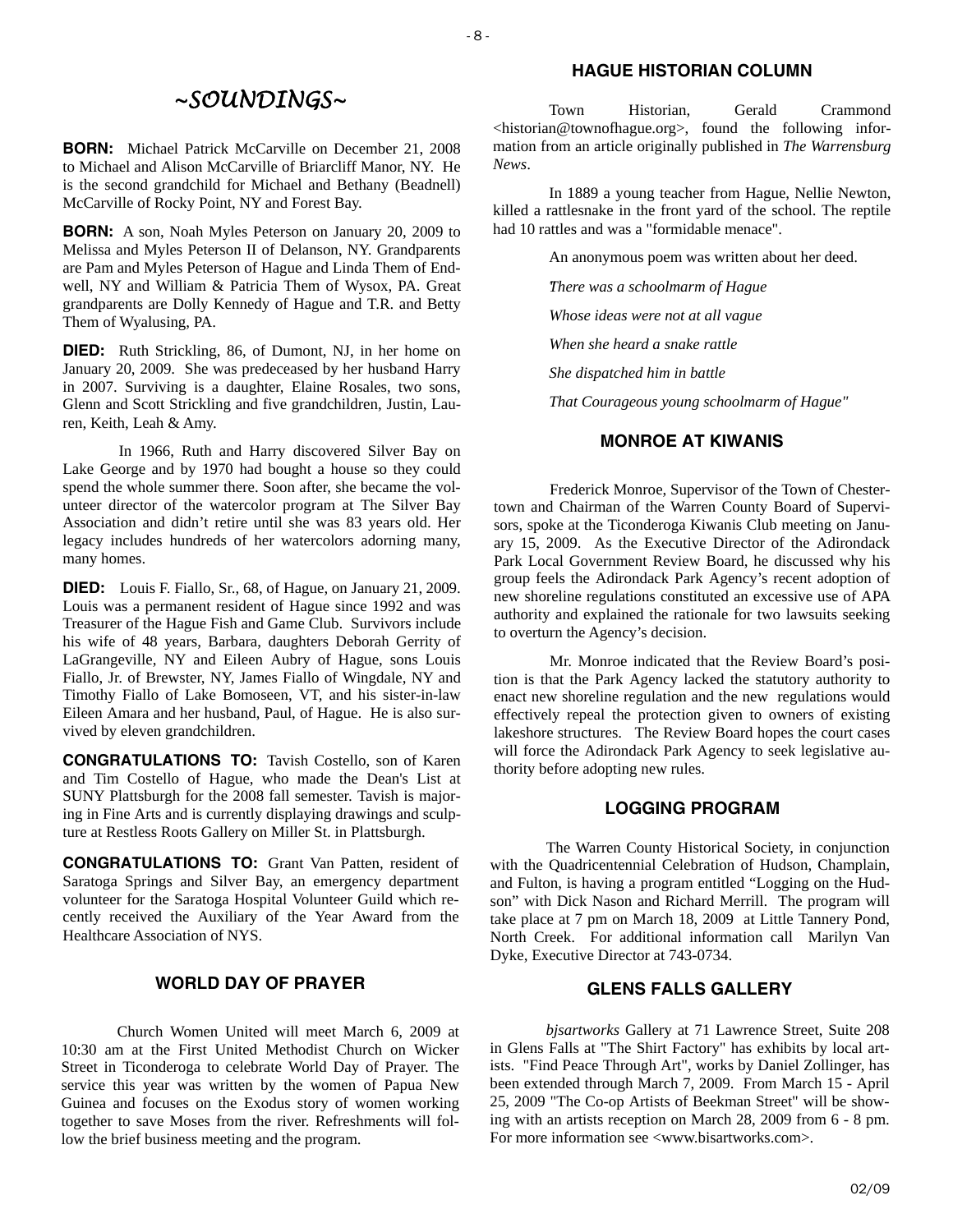# ~SOUNDINGS~

**BORN:** Michael Patrick McCarville on December 21, 2008 to Michael and Alison McCarville of Briarcliff Manor, NY. He is the second grandchild for Michael and Bethany (Beadnell) McCarville of Rocky Point, NY and Forest Bay.

**BORN:** A son, Noah Myles Peterson on January 20, 2009 to Melissa and Myles Peterson II of Delanson, NY. Grandparents are Pam and Myles Peterson of Hague and Linda Them of Endwell, NY and William & Patricia Them of Wysox, PA. Great grandparents are Dolly Kennedy of Hague and T.R. and Betty Them of Wyalusing, PA.

**DIED:** Ruth Strickling, 86, of Dumont, NJ, in her home on January 20, 2009. She was predeceased by her husband Harry in 2007. Surviving is a daughter, Elaine Rosales, two sons, Glenn and Scott Strickling and five grandchildren, Justin, Lauren, Keith, Leah & Amy.

In 1966, Ruth and Harry discovered Silver Bay on Lake George and by 1970 had bought a house so they could spend the whole summer there. Soon after, she became the volunteer director of the watercolor program at The Silver Bay Association and didn't retire until she was 83 years old. Her legacy includes hundreds of her watercolors adorning many, many homes.

**DIED:** Louis F. Fiallo, Sr., 68, of Hague, on January 21, 2009. Louis was a permanent resident of Hague since 1992 and was Treasurer of the Hague Fish and Game Club. Survivors include his wife of 48 years, Barbara, daughters Deborah Gerrity of LaGrangeville, NY and Eileen Aubry of Hague, sons Louis Fiallo, Jr. of Brewster, NY, James Fiallo of Wingdale, NY and Timothy Fiallo of Lake Bomoseen, VT, and his sister-in-law Eileen Amara and her husband, Paul, of Hague. He is also survived by eleven grandchildren.

**CONGRATULATIONS TO:** Tavish Costello, son of Karen and Tim Costello of Hague, who made the Dean's List at SUNY Plattsburgh for the 2008 fall semester. Tavish is majoring in Fine Arts and is currently displaying drawings and sculpture at Restless Roots Gallery on Miller St. in Plattsburgh.

**CONGRATULATIONS TO:** Grant Van Patten, resident of Saratoga Springs and Silver Bay, an emergency department volunteer for the Saratoga Hospital Volunteer Guild which recently received the Auxiliary of the Year Award from the Healthcare Association of NYS.

## WORLD DAY OF PRAYER

Church Women United will meet March 6, 2009 at 10:30 am at the First United Methodist Church on Wicker Street in Ticonderoga to celebrate World Day of Prayer. The service this year was written by the women of Papua New Guinea and focuses on the Exodus story of women working together to save Moses from the river. Refreshments will follow the brief business meeting and the program.

## HAGUE HISTORIAN COLUMN

Town Historian, Gerald Crammond <historian@townofhague.org>, found the following information from an article originally published in *The Warrensburg News*.

In 1889 a young teacher from Hague, Nellie Newton, killed a rattlesnake in the front yard of the school. The reptile had 10 rattles and was a "formidable menace".

An anonymous poem was written about her deed.

*"There was a schoolmarm of Hague*

*Whose ideas were not at all vague*

*When she heard a snake rattle*

*She dispatched him in battle*

*That Courageous young schoolmarm of Hague"*

## MONROE AT KIWANIS

Frederick Monroe, Supervisor of the Town of Chestertown and Chairman of the Warren County Board of Supervisors, spoke at the Ticonderoga Kiwanis Club meeting on January 15, 2009. As the Executive Director of the Adirondack Park Local Government Review Board, he discussed why his group feels the Adirondack Park Agency's recent adoption of new shoreline regulations constituted an excessive use of APA authority and explained the rationale for two lawsuits seeking to overturn the Agency's decision.

Mr. Monroe indicated that the Review Board's position is that the Park Agency lacked the statutory authority to enact new shoreline regulation and the new regulations would effectively repeal the protection given to owners of existing lakeshore structures. The Review Board hopes the court cases will force the Adirondack Park Agency to seek legislative authority before adopting new rules.

## LOGGING PROGRAM

The Warren County Historical Society, in conjunction with the Quadricentennial Celebration of Hudson, Champlain, and Fulton, is having a program entitled "Logging on the Hudson" with Dick Nason and Richard Merrill. The program will take place at 7 pm on March 18, 2009 at Little Tannery Pond, North Creek. For additional information call Marilyn Van Dyke, Executive Director at 743-0734.

## GLENS FALLS GALLERY

*bjsartworks* Gallery at 71 Lawrence Street, Suite 208 in Glens Falls at "The Shirt Factory" has exhibits by local artists. "Find Peace Through Art", works by Daniel Zollinger, has been extended through March 7, 2009. From March 15 - April 25, 2009 "The Co-op Artists of Beekman Street" will be showing with an artists reception on March 28, 2009 from 6 - 8 pm. For more information see <www.bisartworks.com>.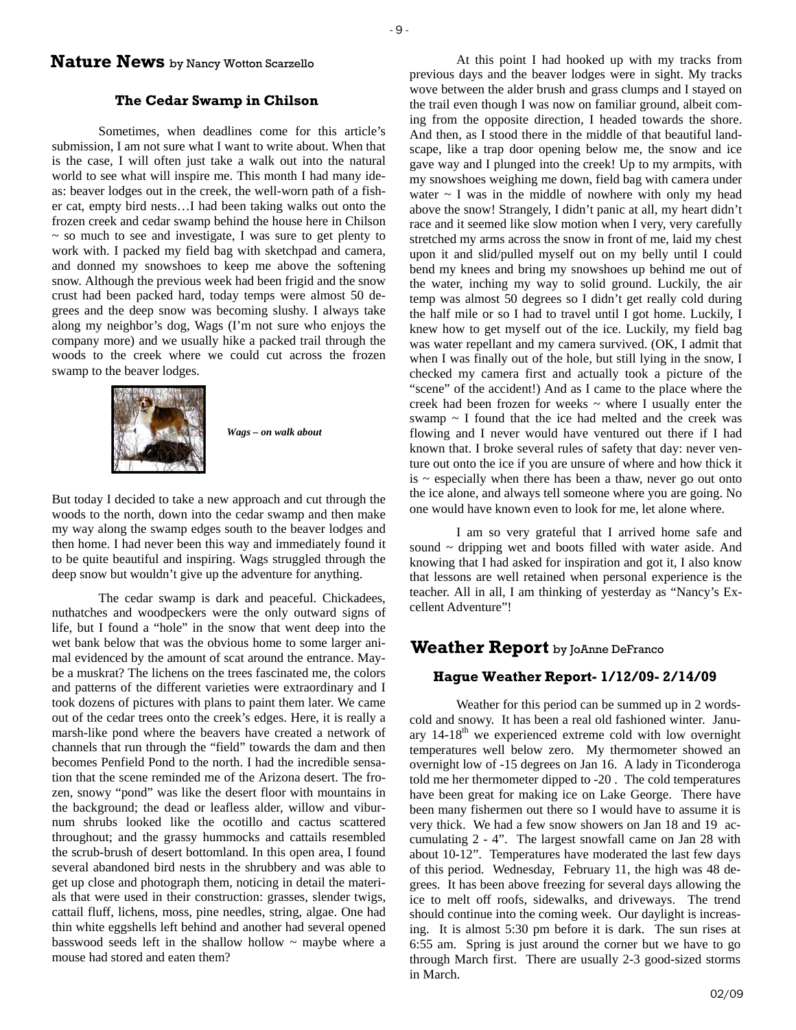## Nature News by Nancy Wotton Scarzello

### The Cedar Swamp in Chilson

Sometimes, when deadlines come for this article's submission, I am not sure what I want to write about. When that is the case, I will often just take a walk out into the natural world to see what will inspire me. This month I had many ideas: beaver lodges out in the creek, the well-worn path of a fisher cat, empty bird nests…I had been taking walks out onto the frozen creek and cedar swamp behind the house here in Chilson ~ so much to see and investigate, I was sure to get plenty to work with. I packed my field bag with sketchpad and camera, and donned my snowshoes to keep me above the softening snow. Although the previous week had been frigid and the snow crust had been packed hard, today temps were almost 50 degrees and the deep snow was becoming slushy. I always take along my neighbor's dog, Wags (I'm not sure who enjoys the company more) and we usually hike a packed trail through the woods to the creek where we could cut across the frozen swamp to the beaver lodges.

*Wags – on walk about*

But today I decided to take a new approach and cut through the woods to the north, down into the cedar swamp and then make my way along the swamp edges south to the beaver lodges and then home. I had never been this way and immediately found it to be quite beautiful and inspiring. Wags struggled through the deep snow but wouldn't give up the adventure for anything.

The cedar swamp is dark and peaceful. Chickadees, nuthatches and woodpeckers were the only outward signs of life, but I found a "hole" in the snow that went deep into the wet bank below that was the obvious home to some larger animal evidenced by the amount of scat around the entrance. Maybe a muskrat? The lichens on the trees fascinated me, the colors and patterns of the different varieties were extraordinary and I took dozens of pictures with plans to paint them later. We came out of the cedar trees onto the creek's edges. Here, it is really a marsh-like pond where the beavers have created a network of channels that run through the "field" towards the dam and then becomes Penfield Pond to the north. I had the incredible sensation that the scene reminded me of the Arizona desert. The frozen, snowy "pond" was like the desert floor with mountains in the background; the dead or leafless alder, willow and viburnum shrubs looked like the ocotillo and cactus scattered throughout; and the grassy hummocks and cattails resembled the scrub-brush of desert bottomland. In this open area, I found several abandoned bird nests in the shrubbery and was able to get up close and photograph them, noticing in detail the materials that were used in their construction: grasses, slender twigs, cattail fluff, lichens, moss, pine needles, string, algae. One had thin white eggshells left behind and another had several opened basswood seeds left in the shallow hollow ~ maybe where a mouse had stored and eaten them?

At this point I had hooked up with my tracks from previous days and the beaver lodges were in sight. My tracks wove between the alder brush and grass clumps and I stayed on the trail even though I was now on familiar ground, albeit coming from the opposite direction, I headed towards the shore. And then, as I stood there in the middle of that beautiful landscape, like a trap door opening below me, the snow and ice gave way and I plunged into the creek! Up to my armpits, with my snowshoes weighing me down, field bag with camera under water ~ I was in the middle of nowhere with only my head above the snow! Strangely, I didn't panic at all, my heart didn't race and it seemed like slow motion when I very, very carefully stretched my arms across the snow in front of me, laid my chest upon it and slid/pulled myself out on my belly until I could bend my knees and bring my snowshoes up behind me out of the water, inching my way to solid ground. Luckily, the air temp was almost 50 degrees so I didn't get really cold during the half mile or so I had to travel until I got home. Luckily, I knew how to get myself out of the ice. Luckily, my field bag was water repellant and my camera survived. (OK, I admit that when I was finally out of the hole, but still lying in the snow, I checked my camera first and actually took a picture of the "scene" of the accident!) And as I came to the place where the creek had been frozen for weeks ~ where I usually enter the swamp ~ I found that the ice had melted and the creek was flowing and I never would have ventured out there if I had known that. I broke several rules of safety that day: never venture out onto the ice if you are unsure of where and how thick it is ~ especially when there has been a thaw, never go out onto the ice alone, and always tell someone where you are going. No one would have known even to look for me, let alone where.

I am so very grateful that I arrived home safe and sound ~ dripping wet and boots filled with water aside. And knowing that I had asked for inspiration and got it, I also know that lessons are well retained when personal experience is the teacher. All in all, I am thinking of yesterday as "Nancy's Excellent Adventure"!

## Weather Report by JoAnne DeFranco

### Hague Weather Report- 1/12/09- 2/14/09

Weather for this period can be summed up in 2 words- cold and snowy. It has been a real old fashioned winter. January 14-18th we experienced extreme cold with low overnight temperatures well below zero. My thermometer showed an overnight low of -15 degrees on Jan 16. A lady in Ticonderoga told me her thermometer dipped to -20 . The cold temperatures have been great for making ice on Lake George. There have been many fishermen out there so I would have to assume it is very thick. We had a few snow showers on Jan 18 and 19 accumulating 2 - 4". The largest snowfall came on Jan 28 with about 10-12". Temperatures have moderated the last few days of this period. Wednesday, February 11, the high was 48 degrees. It has been above freezing for several days allowing the ice to melt off roofs, sidewalks, and driveways. The trend should continue into the coming week. Our daylight is increasing. It is almost 5:30 pm before it is dark. The sun rises at 6:55 am. Spring is just around the corner but we have to go through March first. There are usually 2-3 good-sized storms in March.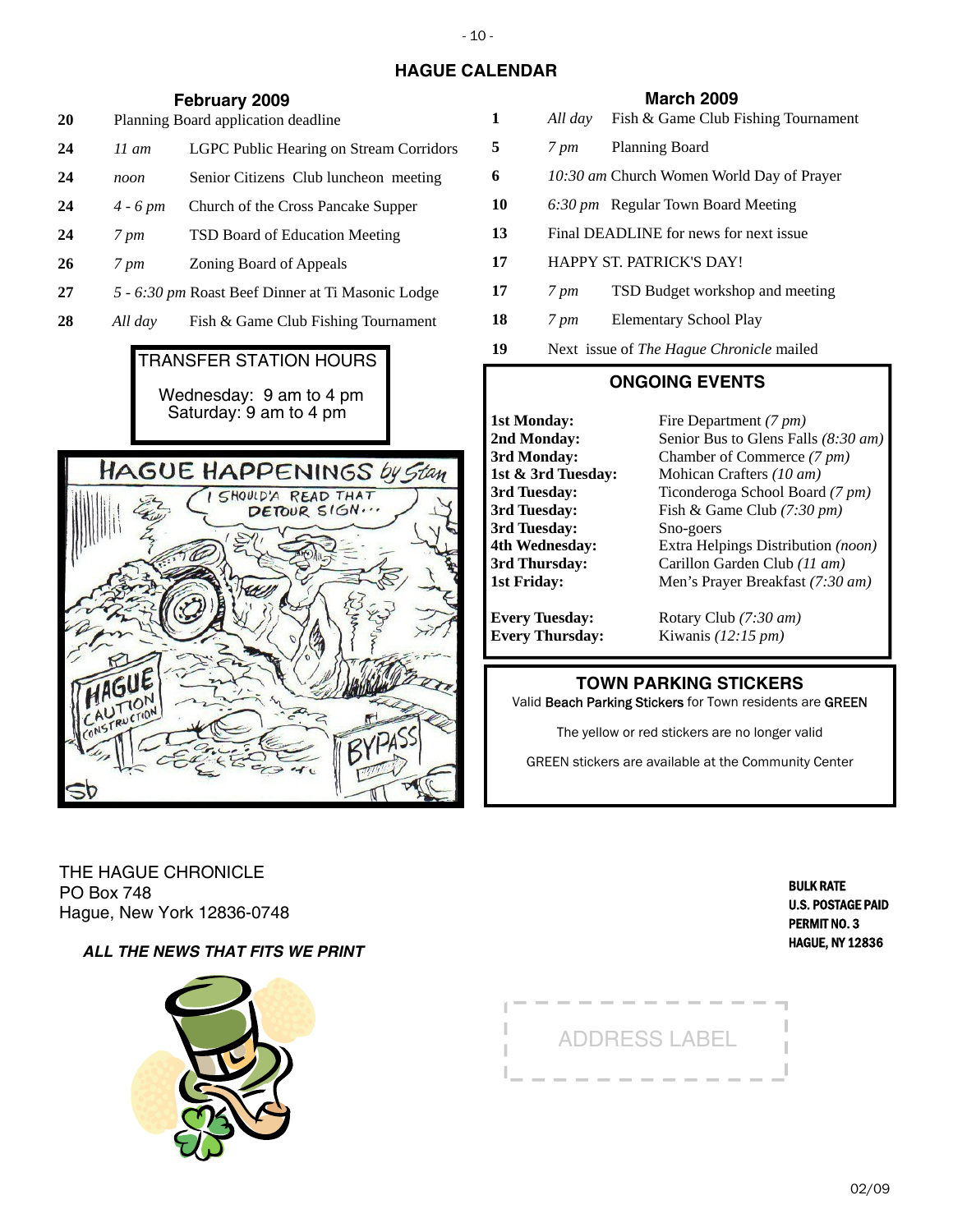# HAGUE CALENDAR

## February 2009

| | | |
|---|---|---|
| 20 | | Planning Board application deadline |
| 24 | *11 am* | LGPC Public Hearing on Stream Corridors |
| 24 | *noon* | Senior Citizens Club luncheon meeting |
| 24 | *4 - 6 pm* | Church of the Cross Pancake Supper |
| 24 | *7 pm* | TSD Board of Education Meeting |
| 26 | *7 pm* | Zoning Board of Appeals |
| 27 | *5 - 6:30 pm* | Roast Beef Dinner at Ti Masonic Lodge |
| 28 | *All day* | Fish & Game Club Fishing Tournament |

### TRANSFER STATION HOURS

Wednesday: 9 am to 4 pm
Saturday: 9 am to 4 pm

## March 2009

| | | |
|---|---|---|
| 1 | *All day* | Fish & Game Club Fishing Tournament |
| 5 | *7 pm* | Planning Board |
| 6 | *10:30 am* | Church Women World Day of Prayer |
| 10 | *6:30 pm* | Regular Town Board Meeting |
| 13 | | Final DEADLINE for news for next issue |
| 17 | | HAPPY ST. PATRICK'S DAY! |
| 17 | *7 pm* | TSD Budget workshop and meeting |
| 18 | *7 pm* | Elementary School Play |
| 19 | | Next issue of *The Hague Chronicle* mailed |

### ONGOING EVENTS

| | |
|---|---|
| **1st Monday:** | Fire Department *(7 pm)* |
| **2nd Monday:** | Senior Bus to Glens Falls *(8:30 am)* |
| **3rd Monday:** | Chamber of Commerce *(7 pm)* |
| **1st & 3rd Tuesday:** | Mohican Crafters *(10 am)* |
| **3rd Tuesday:** | Ticonderoga School Board *(7 pm)* |
| **3rd Tuesday:** | Fish & Game Club *(7:30 pm)* |
| **3rd Tuesday:** | Sno-goers |
| **4th Wednesday:** | Extra Helpings Distribution *(noon)* |
| **3rd Thursday:** | Carillon Garden Club *(11 am)* |
| **1st Friday:** | Men's Prayer Breakfast *(7:30 am)* |
| **Every Tuesday:** | Rotary Club *(7:30 am)* |
| **Every Thursday:** | Kiwanis *(12:15 pm)* |

### TOWN PARKING STICKERS

Valid Beach Parking Stickers for Town residents are GREEN

The yellow or red stickers are no longer valid

GREEN stickers are available at the Community Center

THE HAGUE CHRONICLE
PO Box 748
Hague, New York 12836-0748

***ALL THE NEWS THAT FITS WE PRINT***

**BULK RATE**
**U.S. POSTAGE PAID**
**PERMIT NO. 3**
**HAGUE, NY 12836**

ADDRESS LABEL

02/09